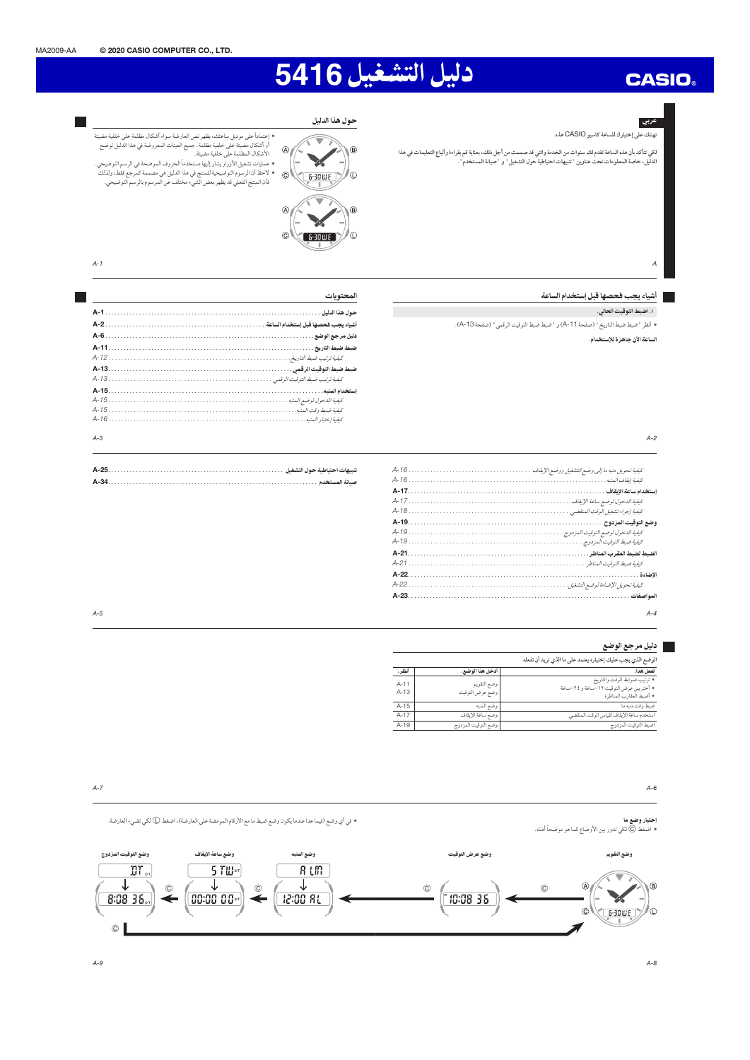MA2009-AA © 2020 CASIO COMPUTER CO., LTD.

# دليل التشغيل 5416

CASIO

عربي

نهنئك على إختيارك للساعة كاسيو CASIO هذه.

لكي تتأكد بأن هذه الساعة تقدم لك سنوات من الخدمة والتي قد صممت من أجل ذلك، بعناية قم بقراءة وأتباع التعليمات في هذا الدليل، خاصة المعلومات تحت عناوين "تنبيهات احتياطية حول التشغيل" و "صيانة المستخدم".

## حول هذا الدليل

- إعتماداً على موديل ساعتك، يظهر نص العارضة سواء أشكال مظلمة على خلفية مضيئة أو أشكال مضيئة على خلفية مظلمة. جميع العينات المعروضة في هذا الدليل توضح الأشكال المظلمة على خلفية مضيئة.
- عمليات تشغيل الأزرار يشار إليها باستخدام الحروف الموضحة في الرسم التوضيحي.
- لاحظ أن الرسوم التوضيحية للمنتج في هذا الدليل هي مصممة كمرجع فقط، ولذلك فأن المنتج الفعلي قد يظهر بعض الشيء مختلف عن المرسوم بالرسم التوضيحي.

## أشياء يجب فحصها قبل إستخدام الساعة

1. اضبط التوقيت الحالي.
- أنظر "ضبط ضبط التاريخ" (صفحة A-11) و "ضبط ضبط التوقيت الرقمي" (صفحة A-13).

الساعة الآن جاهزة للإستخدام.

## المحتويات

| | |
|---|---|
| حول هذا الدليل | A-1 |
| أشياء يجب فحصها قبل إستخدام الساعة | A-2 |
| دليل مرجع الوضع | A-6 |
| ضبط ضبط التاريخ | A-11 |
| *كيفية ترتيب ضبط التاريخ* | A-12 |
| ضبط ضبط التوقيت الرقمي | A-13 |
| *كيفية ترتيب ضبط التوقيت الرقمي* | A-13 |
| إستخدام المنبه | A-15 |
| *كيفية الدخول لوضع المنبه* | A-15 |
| *كيفية ضبط وقت المنبه* | A-15 |
| *كيفية إختبار المنبه* | A-16 |
| *كيفية تحويل منبه ما إلى وضع التشغيل ووضع الإيقاف* | A-16 |
| *كيفية إيقاف المنبه* | A-16 |
| إستخدام ساعة الإيقاف | A-17 |
| *كيفية الدخول لوضع ساعة الإيقاف* | A-17 |
| *كيفية إجراء تشغيل الوقت المنقضي* | A-18 |
| وضع التوقيت المزدوج | A-19 |
| *كيفية الدخول لوضع التوقيت المزدوج* | A-19 |
| *كيفية ضبط التوقيت المزدوج* | A-19 |
| الضبط لضبط العقارب المناظر | A-21 |
| *كيفية ضبط التوقيت المناظر* | A-21 |
| الإضاءة | A-22 |
| *كيفية تحويل الإضاءة لوضع التشغيل* | A-22 |
| المواصفات | A-23 |
| تنبيهات احتياطية حول التشغيل | A-25 |
| صيانة المستخدم | A-34 |

## دليل مرجع الوضع

الوضع الذي يجب عليك إختياره يعتمد على ما الذي تريد أن تفعله.

| لفعل هذا: | أدخل هذا الوضع: | أنظر: |
|---|---|---|
| • ترتيب ضوابط الوقت والتاريخ<br>• أختر بين عرض التوقيت ١٢-ساعة و ٢٤-ساعة<br>• أضبط العقارب المناظرة | وضع التقويم<br>وضع عرض التوقيت | A-11<br>A-13 |
| ضبط وقت منبه ما | وضع المنبه | A-15 |
| استخدم ساعة الإيقاف لقياس الوقت المنقضي | وضع ساعة الإيقاف | A-17 |
| أضبط التوقيت المزدوج | وضع التوقيت المزدوج | A-19 |

**إختيار وضع ما**
- اضغط Ⓒ لكي تدور بين الأوضاع كما هو موضحاً أدناه.

- في أي وضع (فيما عدا عندما يكون وضع ضبط ما مع الأرقام الموضحة على العارضة)، اضغط Ⓛ لكي تضيء العارضة.

وضع التقويم ← Ⓒ ← وضع عرض التوقيت ← Ⓒ ← وضع المنبه ← Ⓒ ← وضع ساعة الإيقاف ← Ⓒ ← وضع التوقيت المزدوج ← Ⓒ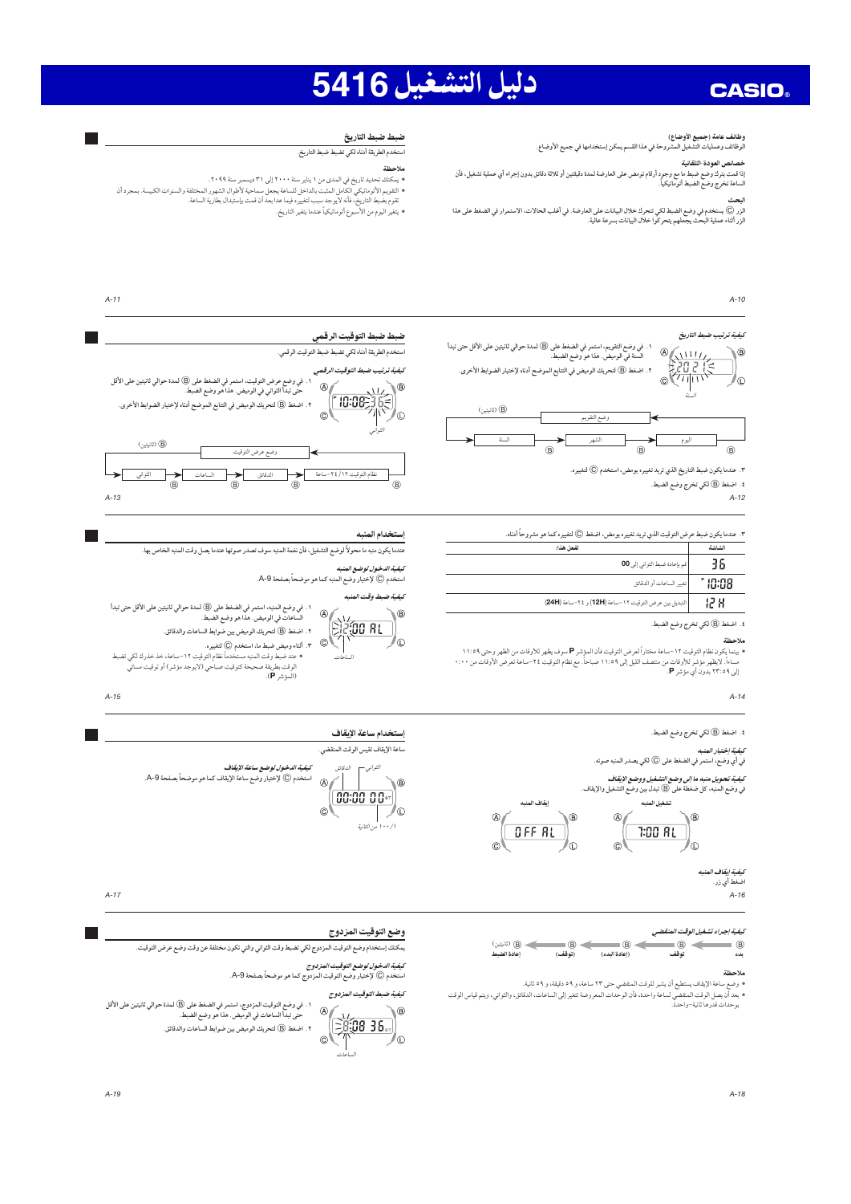# دليل التشغيل 5416

CASIO

## وظائف عامة (جميع الأوضاع)

الوظائف وعمليات التشغيل المشروحة في هذا القسم يمكن إستخدامها في جميع الأوضاع.

### خصائص العودة التلقائية

إذا قمت بترك وضع ضبط ما مع وجود أرقام تومض على العارضة لمدة دقيقتين أو ثلاثة دقائق بدون إجراء أي عملية تشغيل، فأن الساعة تخرج وضع الضبط أتوماتيكياً.

### البحث

الزر Ⓒ يستخدم في وضع الضبط لكي تتحرك خلال البيانات على العارضة. في أغلب الحالات، الاستمرار في الضغط على هذا الزر أثناء عملية البحث يجعلهم يتحركوا خلال البيانات بسرعة عالية.

## ضبط التاريخ

استخدم الطريقة أدناه لكي تضبط ضبط التاريخ.

**ملاحظة**

- يمكنك تحديد تاريخ في المدى من ١ يناير سنة ٢٠٠٠ إلى ٣١ ديسمبر سنة ٢٠٩٩.
- التقويم الأتوماتيكي الكامل المثبت بالداخل يجعل سماحية لأطوال الشهور المختلفة والسنوات الكبيسة. بمجرد أن تقوم بضبط التاريخ، فانه لايوجد سبب لتغييره فيما عدا بعد أن قمت بإستبدال بطارية الساعة.
- يتغير اليوم من الأسبوع أتوماتيكياً عندما يتغير التاريخ.

### كيفية ترتيب ضبط التاريخ

١. في وضع التقويم، استمر في الضغط على Ⓑ لمدة حوالي ثانيتين على الأقل حتى تبدأ السنة في الوميض. هذا هو وضع الضبط.

٢. اضغط Ⓑ لتحريك الوميض في التتابع الموضح أدناه لإختيار الضوابط الأخرى.

السنة ← الشهر ← اليوم (Ⓑ)، وضع التقويم ← Ⓑ (ثانيتين)

٣. عندما يكون ضبط التاريخ الذي تريد تغييره يومض، استخدم Ⓒ لتغييره.

٤. اضغط Ⓑ لكي تخرج وضع الضبط.

## ضبط التوقيت الرقمي

استخدم الطريقة أدناه لكي تضبط ضبط التوقيت الرقمي.

### كيفية ترتيب ضبط التوقيت الرقمي

١. في وضع عرض التوقيت، استمر في الضغط على Ⓑ لمدة حوالي ثانيتين على الأقل حتى تبدأ الثواني في الوميض. هذا هو وضع الضبط.

٢. اضغط Ⓑ لتحريك الوميض في التتابع الموضح أدناه لإختيار الضوابط الأخرى.

الثواني ← الساعات ← الدقائق ← نظام التوقيت ١٢/٢٤-ساعة (Ⓑ)، وضع عرض التوقيت ← Ⓑ (ثانيتين)

٣. عندما يكون ضبط عرض التوقيت الذي تريد تغييره يومض، اضغط Ⓒ لتغييره كما هو مشروحاً أدناه.

| الشاشة | لفعل هذا: |
|---|---|
| 36 | قم بإعادة ضبط الثواني إلى **00** |
| 10:08 | تغيير الساعات أو الدقائق |
| 12 H | التبديل بين عرض التوقيت ١٢-ساعة (**12H**) و ٢٤-ساعة (**24H**) |

٤. اضغط Ⓑ لكي تخرج وضع الضبط.

**ملاحظة**

- بينما يكون نظام التوقيت ١٢-ساعة مختاراً لعرض التوقيت فأن المؤشر **P** سوف يظهر للأوقات من الظهر وحتى ١١:٥٩ مساءاً. لايظهر مؤشر للأوقات من منتصف الليل إلى ١١:٥٩ صباحاً. مع نظام التوقيت ٢٤-ساعة تعرض الأوقات من ٠:٠٠ إلى ٢٣:٥٩ بدون أي مؤشر **P**.

## إستخدام المنبه

عندما يكون منبه ما محولاً لوضع التشغيل، فأن نغمة المنبه سوف تصدر صوتها عندما يصل وقت المنبه الخاص بها.

### كيفية الدخول لوضع المنبه

استخدم Ⓒ لإختيار وضع المنبه كما هو موضحاً بصفحة A-9.

### كيفية ضبط وقت المنبه

١. في وضع المنبه، استمر في الضغط على Ⓑ لمدة حوالي ثانيتين على الأقل حتى تبدأ الساعات في الوميض. هذا هو وضع الضبط.

٢. اضغط Ⓑ لتحريك الوميض بين ضوابط الساعات والدقائق.

٣. أثناء وميض ضبط ما، استخدم Ⓒ لتغييره.

- عند ضبط وقت المنبه مستخدماً نظام التوقيت ١٢-ساعة، خذ حذرك لكي تضبط الوقت بطريقة صحيحة كتوقيت صباحي (لايوجد مؤشر) أو توقيت مسائي (المؤشر **P**).

٤. اضغط Ⓑ لكي تخرج وضع الضبط.

### كيفية إختبار المنبه

في أي وضع، استمر في الضغط على Ⓒ لكي يصدر المنبه صوته.

### كيفية تحويل منبه ما إلى وضع التشغيل ووضع الإيقاف

في وضع المنبه، كل ضغطة على Ⓑ تبدل بين وضع التشغيل والإيقاف.

تشغيل المنبه — إيقاف المنبه

### كيفية إيقاف المنبه

اضغط أي زر.

## إستخدام ساعة الإيقاف

ساعة الإيقاف تقيس الوقت المنقضي.

### كيفية الدخول لوضع ساعة الإيقاف

استخدم Ⓒ لإختيار وضع ساعة الإيقاف كما هو موضحاً بصفحة A-9.

### كيفية إجراء تشغيل الوقت المنقضي

Ⓑ بدء ← Ⓑ توقف ← Ⓑ (إعادة البدء) ← Ⓑ (توقف) ← Ⓑ (ثانيتين) إعادة الضبط

**ملاحظة**

- وضع ساعة الإيقاف يستطيع أن يشير للوقت المنقضي حتى ٢٣ ساعة، و ٥٩ دقيقة، و ٥٩ ثانية.
- بعد أن يصل الوقت المنقضي لساعة واحدة، فأن الوحدات المعروضة تتغير إلى الساعات، الدقائق، والثواني، ويتم قياس الوقت بوحدات قدرها ثانية-واحدة.

## وضع التوقيت المزدوج

يمكنك إستخدام وضع التوقيت المزدوج لكي تضبط وقت الثواني والتي تكون مختلفة عن وقت وضع عرض التوقيت.

### كيفية الدخول لوضع التوقيت المزدوج

استخدم Ⓒ لإختيار وضع التوقيت المزدوج كما هو موضحاً بصفحة A-9.

### كيفية ضبط التوقيت المزدوج

١. في وضع التوقيت المزدوج، استمر في الضغط على Ⓑ لمدة حوالي ثانيتين على الأقل حتى تبدأ الساعات في الوميض. هذا هو وضع الضبط.

٢. اضغط Ⓑ لتحريك الوميض بين ضوابط الساعات والدقائق.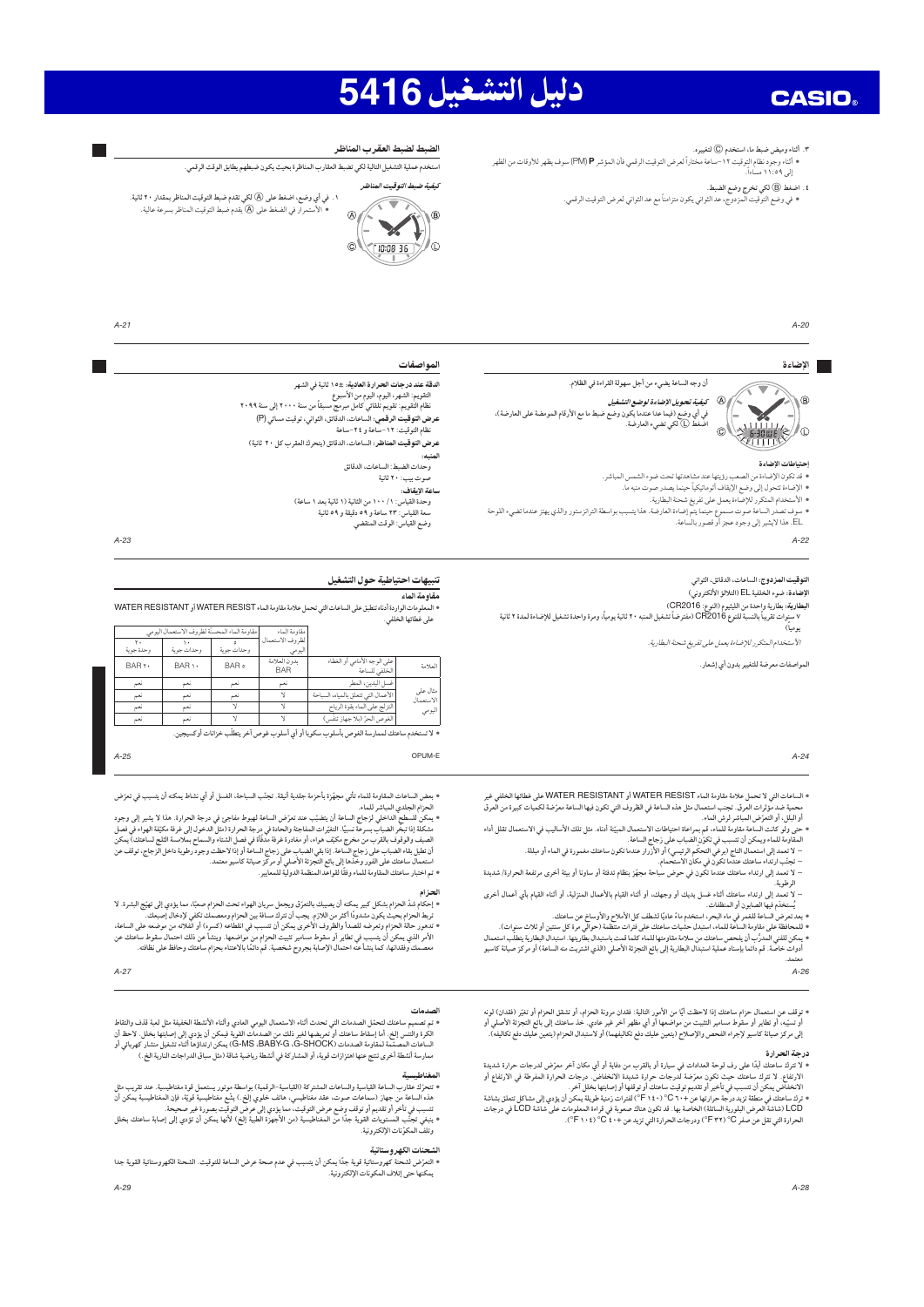# دليل التشغيل 5416

٣. أثناء وميض ضبط ما، استخدم Ⓒ لتغييره.
• أثناء وجود نظام التوقيت ١٢-ساعة مختاراً لعرض التوقيت الرقمي فإن المؤشر **P** (PM) سوف يظهر للأوقات من الظهر إلى ١١:٥٩ مساءاً.

٤. اضغط Ⓐ لكي تخرج وضع الضبط.
• في وضع التوقيت المزدوج، عد الثواني يكون متزامناً مع عد الثواني لعرض التوقيت الرقمي.

## الضبط لضبط العقرب المناظر

استخدم عملية التشغيل التالية لكي تضبط العقارب المناظرة بحيث يكون ضبطهم يطابق الوقت الرقمي.

***كيفية ضبط التوقيت المناظر***

١. في أي وضع، اضغط على Ⓐ لكي تقدم ضبط التوقيت المناظر بمقدار ٢٠ ثانية.
• الاستمرار في الضغط على Ⓐ يقدم ضبط التوقيت المناظر بسرعة عالية.

## الاضاءة

أن وجه الساعة يضيء من أجل سهولة القراءة في الظلام.

***كيفية تحويل الاضاءة لوضع التشغيل***

في أي وضع (فيما عدا عندما يكون وضع ضبط ما مع الأرقام الموضحة على العارضة)، اضغط Ⓛ لكي تضيء العارضة.

**إحتياطات الإضاءة**

• قد تكون الإضاءة من الصعب رؤيتها عند مشاهدتها تحت ضوء الشمس المباشر.
• الإضاءة تتحول إلى وضع الإيقاف أتوماتيكياً حينما يصدر صوت منبه ما.
• الأستخدام المتكرر للإضاءة يعمل على تفريغ شحنة البطارية.
• سوف تصدر الساعة صوت مسموع حينما يتم إضاءة العارضة. هذا يتسبب بواسطة الترانزستور والذي يهتز عندما تضيء اللوحة EL. هذا لايشير إلى وجود عجز أو قصور بالساعة.

## المواصفات

**الدقة عند درجات الحرارة العادية:** ±١٥ ثانية في الشهر
التقويم: الشهر، اليوم، اليوم من الأسبوع
نظام التقويم: تقويم تلقائي كامل مبرمج مسبقاً من سنة ٢٠٠٠ إلى سنة ٢٠٩٩
**عرض التوقيت الرقمي:** الساعات، الدقائق، الثواني، توقيت مسائي (P)
نظام التوقيت: ١٢-ساعة و ٢٤-ساعة
**عرض التوقيت المناظر:** الساعات، الدقائق (يتحرك العقرب كل ٢٠ ثانية)
**المنبه:**
وحدات الضبط: الساعات، الدقائق
صوت بيب: ٢٠ ثانية
**ساعة الإيقاف:**
وحدة القياس: ١/١٠٠ من الثانية (١ ثانية بعد ١ ساعة)
سعة القياس: ٢٣ ساعة و ٥٩ دقيقة و ٥٩ ثانية
وضع القياس: الوقت المنقضي

**التوقيت المزدوج:** الساعات، الدقائق، الثواني
**الاضاءة:** ضوء الخلفية EL (التلألؤ الألكتروني)
**البطارية:** بطارية واحدة من الليثيوم (النوع: CR2016)
٧ سنوات تقريباً بالنسبة للنوع CR2016 (مفترضاً تشغيل المنبه ٢٠ ثانية يومياً، ومرة واحدة تشغيل للإضاءة لمدة ٢ ثانية يومياً)
*الأستخدام المتكرر للإضاءة يعمل على تفريغ شحنة البطارية.*

المواصفات معرضة للتغيير بدون أي إشعار.

## تنبيهات احتياطية حول التشغيل

### مقاومة الماء

• المعلومات الواردة أدناه تنطبق على الساعات التي تحمل علامة مقاومة الماء WATER RESIST أو WATER RESISTANT على غطائها الخلفي.

| | | مقاومة الماء لظروف الاستعمال اليومي | مقاومة الماء المحسنة لظروف الاستعمال اليومي | | |
|---|---|---|---|---|---|
| | | | ٥ وحدات جوية | ١٠ وحدات جوية | ٢٠ وحدة جوية |
| العلامة | على الوجه الأمامي أو الغطاء الخلفي للساعة | بدون العلامة BAR | BAR ٥ | BAR ١٠ | BAR ٢٠ |
| مثال على الاستعمال اليومي | غسل اليدين، المطر | نعم | نعم | نعم | نعم |
| | الأعمال التي تتعلق بالمياه، السباحة | لا | نعم | نعم | نعم |
| | التزلج على الماء بقوة الرياح | لا | لا | نعم | نعم |
| | الغوص الحر (بلا جهاز تنفس) | لا | لا | نعم | نعم |

• لا تستخدم ساعتك لممارسة الغوص بأسلوب سكوبا أو أي أسلوب غوص آخر يتطلب خزانات أوكسيجين.

• الساعات التي لا تحمل علامة مقاومة الماء WATER RESIST أو WATER RESISTANT على غطائها الخلفي غير محمية ضد مؤثرات العرق. تجنب استعمال مثل هذه الساعة في الظروف التي تكون فيها الساعة معرّضة لكميات كبيرة من العرق أو البلل، أو التعرّض المباشر لرش الماء.
• حتى ولو كانت الساعة مقاومة للماء، قم بمراعاة احتياطات الاستعمال المبيّنة أدناه. مثل تلك الأساليب في الاستعمال تقلل أداء المقاومة للماء ويمكن أن تتسبب في تكوّن الضباب على زجاج الساعة.
– لا تعمد إلى استعمال التاج (مرقي التحكم الرئيسي) أو الأزرار عندما تكون ساعتك مغمورة في الماء أو مبللة.
– تجنّب ارتداء ساعتك عندما تكون في مكان الاستحمام.
– لا تعمد إلى ارتداء ساعتك عندما تكون في حوض سباحة مجهّز بنظام تدفئة أو ساونا أو بيئة أخرى مرتفعة الحرارة/شديدة الرطوبة.
– لا تعمد إلى ارتداء ساعتك أثناء غسل يديك أو وجهك، أو أثناء القيام بالأعمال المنزلية، أو أثناء القيام بأي أعمال أخرى يُستخدم فيها الصابون أو المنظفات.
• بعد تعريض الساعة للغمر في ماء البحر، استخدم ماءً عادياً لشطف كل الأملاح والأوساخ عن ساعتك.
• للمحافظة على مقاومة الساعة للماء، استبدل حشيات ساعتك على فترات منتظمة (حوالي مرة كل سنتين أو ثلاث سنوات).
• يمكن للفني المدرَّب أن يفحص ساعتك من سلامة مقاومتها للماء كلما قمت باستبدال بطاريتها. استبدال البطارية يتطلب استعمال أدوات خاصة. قم دائماً بإسناد عملية استبدال البطارية إلى بائع التجزئة الأصلي (الذي اشتريت منه الساعة) أو مركز صيانة كاسيو معتمد.

• بعض الساعات المقاومة للماء تأتي مجهّزة بأحزمة جلدية أنيقة. تجنّب السباحة، الغسل أو أي نشاط يمكنه أن يتسبب في تعرّض الحزام الجلدي المباشر للماء.
• يمكن للسطح الداخلي لزجاج الساعة أن يتضبب عند تعرّض الساعة لهبوط مفاجئ في درجة الحرارة. هذا لا يشير إلى وجود مشكلة إذا لم يتبخر الضباب بسرعة نسبياً. التغيّرات المفاجئة والحادة في درجة الحرارة (مثل الدخول إلى غرفة مكيّفة الهواء في فصل الصيف والوقوف بالقرب من مخرج مكيف هواء، أو مغادرة غرفة مدفّأة خلال فصل الشتاء والسماح بملامسة الثلج لساعتك) يمكن أن تطيل بقاء الضباب على زجاج الساعة حتى يختفي. إذا بقي الضباب على زجاج الساعة أو إذا لاحظت وجود رطوبة داخل الزجاج، توقف عن استعمال ساعتك على الفور وخذها إلى بائع التجزئة الأصلي أو مركز صيانة كاسيو معتمد.
• تم اختبار ساعتك المقاومة للماء وفقاً لقواعد المنظمة الدولية للمعايير.

### الحزام

• إحكام شدّ الحزام بشكل كبير يمكنه أن يصيبك بالتعرّق ويجعل من الصعب سريان الهواء تحت الحزام، مما يؤدي إلى تهيّج البشرة. لا تربط الحزام بحيث يكون مشدوداً أكثر من اللازم. يجب أن تترك مسافة بين الحزام ومعصمك تكفي لإدخال إصبعك.
• تدهور حالة الحزام وتعرضه للصدأ والظروف الأخرى يمكن أن تتسبب في انقطاعه (كسره) أو انفلاته من موضعه على الساعة، الأمر الذي يمكن أن يتسبب في تطاير أو سقوط مسامير تثبيت الحزام من مواضعها. وينشأ عن ذلك احتمال سقوط ساعتك عن معصمك وفقدانها، كما ينشأ كذلك احتمال الإصابة بجروح شخصية. قم دائماً بالاعتناء بحزام ساعتك وحافظ على نظافته.

• توقف عن استعمال حزام ساعتك إذا لاحظت أيّاً من الأمور التالية: فقدان مرونة الحزام، أو تشقق الحزام أو تغيّر (فقدان) لونه أو تسنّنه، أو تطاير أو سقوط مسامير التثبيت من مواضعها أو أي مظهر آخر غير عادي. خذ ساعتك إلى بائع التجزئة الأصلي أو إلى مركز صيانة كاسيو لإجراء الفحص والإصلاح (يتعين عليك دفع تكاليفهما) أو لاستبدال الحزام (يتعين عليك دفع تكاليفه).

### درجة الحرارة

• لا تترك ساعتك أبداً على رف لوحة العدادات في سيارة أو بالقرب من دفاية أو أي مكان آخر معرّض لدرجات حرارة شديدة الارتفاع. لا تترك ساعتك حيث تكون معرّضة لدرجات حرارة شديدة الانخفاض. درجات الحرارة المفرطة في الارتفاع أو الانخفاض يمكن أن تتسبب في تأخير أو تقديم توقيت ساعتك أو توقفها أو إصابتها بخلل آخر.
• ترك ساعتك في منطقة تزيد درجة حرارتها عن +٦٠°C (١٤٠°F) لفترات زمنية طويلة يمكن أن يؤدي إلى مشاكل تتعلق بشاشة LCD (شاشة العرض البلورية السائلة) الخاصة بها. قد تكون هناك صعوبة في قراءة المعلومات على شاشة LCD في درجات الحرارة التي تقل عن صفر C° (٣٢°F) ودرجات الحرارة التي تزيد عن +٤٠°C (١٠٤°F).

### الصدمات

• تم تصميم ساعتك لتحمّل الصدمات التي تحدث أثناء الاستعمال اليومي العادي وأثناء الأنشطة الخفيفة مثل لعبة قذف والتقاط الكرة والتنس إلخ. أما إسقاط ساعتك أو تعريضها لغير ذلك من الصدمات القوية فيمكن أن يؤدي إلى إصابتها بخلل. لاحظ أن الساعات المصمّمة لمقاومة الصدمات (G-SHOCK، BABY-G، G-MS) يمكن ارتداؤها أثناء تشغيل منشار كهربائي أو ممارسة أنشطة أخرى تنتج عنها اهتزازات قوية، أو المشاركة في أنشطة رياضية شاقة (مثل سباق الدراجات النارية إلخ.)

### المغناطيسية

• تتحرّك عقارب الساعات القياسية والساعات المشتركة (القياسية-الرقمية) بواسطة موتور يستعمل قوة مغناطيسية. عند تقريب مثل هذه الساعة من جهاز (سماعات صوت، عقد مغناطيسي، هاتف خلوي إلخ.) يشعّ مغناطيسية قوية، فإن المغناطيسية يمكن أن تتسبب في تأخر أو تقديم أو توقف وضبط عرض الوقت، مما يؤدي إلى عرض التوقيت بصورة غير صحيحة.
• ينبغي تجنّب المستويات القوية جداً من المغناطيسية (من الأجهزة الطبية إلخ.) لأنها يمكن أن تؤدي إلى إصابة ساعتك بخلل وتلف المكوّنات الإلكترونية.

### الشحنات الكهروستاتية

• التعرض لشحنة كهروستاتية قوية جدًا يمكن أن يتسبب في عدم صحة عرض الساعة للتوقيت. الشحنة الكهروستاتية القوية جدا يمكنها حتى إتلاف المكونات الإلكترونية.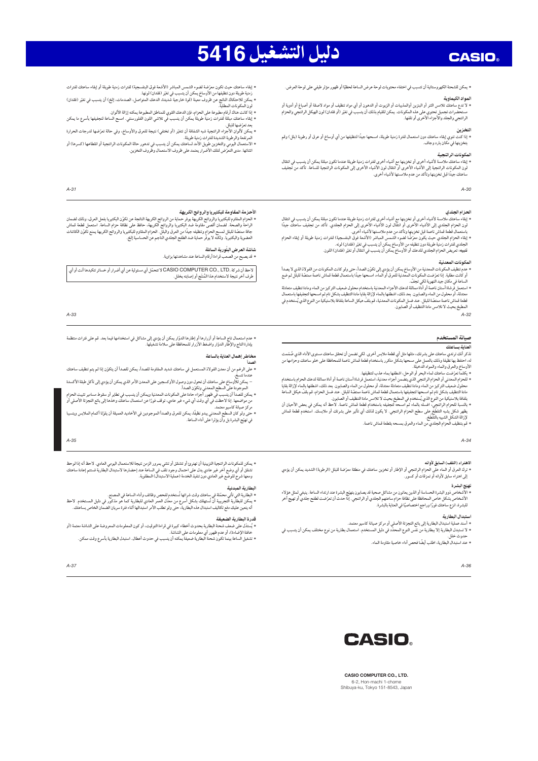# دليل التشغيل 5416

CASIO

• يمكن للشحنة الكهروستاتية أن تتسبب في اختفاء محتويات لوحة عرض الساعة لحظيًا أو ظهور مؤثر طيفي على لوحة العرض.

### المواد الكيماوية

• لا تدع ساعتك تلامس الثنر أو البنزين أو المذيبات أو الزيوت أو الدهون أو أي مواد تنظيف أو مواد لاصقة أو أصباغ أو أدوية أو مستحضرات تجميل تحتوي على هذه المكونات. يمكن للقيام بذلك أن يتسبب في تغيّر (أو فقدان) لون الهيكل الراتنجي والحزام الراتنجي والجلد والأجزاء الأخرى أو تلفها.

### التخزين

• إذا كنت تنوي إبقاء ساعتك دون استعمال لفترة زمنية طويلة، امسحها جيدًا لتنظيفها من أي أوساخ أو عرق أو رطوبة (بلل) وقم بتخزينها في مكان بارد وجاف.

### المكونات الراتنجية

• إبقاء ساعتك ملامسة لأشياء أخرى أو تخزينها مع أشياء أخرى لفترات زمنية طويلة عندما تكون مبللة يمكن أن يتسبب في انتقال لون المكونات الراتنجية إلى الأشياء الأخرى أو انتقال لون الأشياء الأخرى إلى المكونات الراتنجية للساعة. تأكد من تجفيف ساعتك جيدًا قبل تخزينها وتأكد من عدم ملامستها لأشياء أخرى.

• إبقاء ساعتك حيث تكون معرّضة لضوء الشمس المباشر (الأشعة فوق البنفسجية) لفترات زمنية طويلة أو إبقاء ساعتك لفترات زمنية طويلة دون تنظيفها من الأوساخ يمكن أن يتسبب في تغيّر (فقدان) لونها.
• يمكن للاحتكاك الناتج عن ظروف معينة (قوة خارجية شديدة، الدعك المتواصل، الصدمات، إلخ) أن يتسبب في تغيّر (فقدان) لون المكونات المطلية.
• إذا كانت هناك أرقام مطبوعة على الحزام، فإن الدعك القوي للمناطق المطبوعة يمكنه إزالة الألوان.
• إبقاء ساعتك مبللة لفترات زمنية طويلة يمكن أن يتسبب في تلاشي اللون الفلورسنتي. امسح الساعة لتجفيفها بأسرع ما يمكن بعد تعرّضها للبلل.
• يمكن لألوان الأجزاء الراتنجية شبه الشفافة أن تتغير (أو تختفي) نتيجة للعرق والأوساخ، وفي حالة تعرّضها لدرجات الحرارة المرتفعة والرطوبة الشديدة لفترات زمنية طويلة.
• الاستعمال اليومي والتخزين طويل الأمد لساعتك يمكن أن يتسبب في تدهور حالة المكونات الراتنجية أو انقطاعها (كسرها) أو انثنائها. مدى التعرّض لتلك الأضرار يعتمد على ظروف الاستعمال وظروف التخزين.

### الحزام الجلدي

• إبقاء ساعتك ملامسة لأشياء أخرى أو تخزينها مع أشياء أخرى لفترات زمنية طويلة عندما تكون مبللة يمكن أن يتسبب في انتقال لون الحزام الجلدي إلى الأشياء الأخرى أو انتقال لون الأشياء الأخرى إلى الحزام الجلدي. تأكد من تجفيف ساعتك جيدًا باستعمال قطعة قماش ناعمة قبل تخزينها وتأكد من عدم ملامستها لأشياء أخرى.
• إبقاء الحزام الجلدي حيث يكون معرّضًا لضوء الشمس المباشر (الأشعة فوق البنفسجية) لفترات زمنية طويلة أو إبقاء الحزام الجلدي لفترات زمنية طويلة دون تنظيفه من الأوساخ يمكن أن يتسبب في تغيّر (فقدان) لونه.

**تنبيه:** تعريض الحزام الجلدي للدعك أو للأوساخ يمكن أن يتسبب في انتقال أو تغيّر (فقدان) اللون.

### المكونات المعدنية

• عدم تنظيف المكونات المعدنية من الأوساخ يمكن أن يؤدي إلى تكوّن الصدأ، حتى ولو كانت المكونات من الفولاذ الذي لا يصدأ أو كانت مطلية. إذا تعرّضت المكونات المعدنية للعرق أو الماء، امسحها جيدًا باستعمال قطعة قماش ناعمة ممتصة للبلل ثم ضع الساعة في مكان جيد التهوية لكي تجف.
• استعمل فرشاة أسنان ناعمة أو أداة مماثلة لدعك الأجزاء المعدنية باستخدام محلول ضعيف التركيز من الماء ومادة تنظيف متعادلة معتدلة، أو محلول من الماء والصابون. بعد ذلك، اشطفها بالماء لإزالة بقايا مادة التنظيف تمامًا ثم امسحها لتجفيفها باستعمال قطعة قماش ناعمة ممتصة للبلل. عند غسل المكونات المعدنية، قم بلف هيكل الساعة بلفافة بلاستيكية من النوع الذي يُستخدم في المطبخ بحيث لا تلامس مادة التنظيف أو الصابون.

### الأحزمة المقاومة للبكتيريا والروائح الكريهة

• الحزام المقاوم للبكتيريا والروائح الكريهة يوفر حماية من الروائح الكريهة الناتجة عن تكوّن البكتيريا بفعل العرق، وذلك لضمان الراحة والصحة. لضمان أقصى مقاومة ضد البكتيريا والروائح الكريهة، حافظ على نظافة حزام الساعة. استعمل قطعة قماش جافة ممتصة للبلل لمسح الحزام وتنظيفه جيدًا من العرق والبلل. الحزام المقاوم للبكتيريا والروائح الكريهة يمنع تكوّن الكائنات العضوية والبكتيريا. ولكنه لا يوفر حماية ضد الطفح الجلدي الناجم عن الحساسية إلخ.

### شاشة العرض البلّورية السائلة

• قد يصعب من الصعب قراءة أرقام الساعة عند مشاهدتها بزاوية.

لاحظ أن شركة CASIO COMPUTER CO., LTD. لا تتحمل أي مسؤولية عن أي أضرار أو خسائر تتكبدها أنت أو أي طرف آخر نتيجة لاستخدام هذا المُنتَج أو إصابته بخلل.

## صيانة المستخدم

### العناية بساعتك

تذكر أنك ترتدي ساعتك على بشرتك، مثلها مثل أي قطعة ملابس أخرى. لكي تضمن أن تحقق ساعتك مستوى الأداء الذي صُمّمت له، احتفظ بها نظيفة وذلك بالعمل على مسحها بشكل متكرر باستخدام قطعة قماش ناعمة للمحافظة على خلو ساعتك وحزامها من الأوساخ والعرق والماء والمواد الدخيلة.

• كلما تعرضت ساعتك لماء البحر أو الوحل، اشطفها بماء عذب لتنظيفها.
• للحزام المعدني أو الحزام الراتنجي الذي يتضمن أجزاء معدنية، استعمل فرشاة أسنان ناعمة أو أداة مماثلة لدعك الحزام باستخدام محلول ضعيف التركيز من الماء ومادة تنظيف متعادلة معتدلة، أو محلول من الماء والصابون. بعد ذلك، اشطفها بالماء لإزالة بقايا مادة التنظيف بشكل تام ثم امسحها لتجفيفها باستعمال قطعة قماش ناعمة ممتصة للبلل. عند غسل الحزام، قم بلف هيكل الساعة بلفافة بلاستيكية من النوع الذي يُستخدم في المطبخ بحيث لا تلامس مادة التنظيف أو الصابون.
• بالنسبة للحزام الراتنجي، اغسله بالماء ثم امسحه لتجفيفه باستخدام قطعة قماش ناعمة. لاحظ أنه يمكن في بعض الأحيان أن يظهر شكل يشبه التلطخ على سطح الحزام الراتنجي. لا يكون لذلك أي تأثير على بشرتك أو ملابسك. استخدم قطعة قماش لإزالة الشكل الشبيه بالتلطخ.
• قم بتنظيف الحزام الجلدي من الماء والعرق بمسحه بقطعة قماش ناعمة.

• عدم استعمال تاج الساعة أو أزرارها أو إطارها الدوّار يمكن أن يؤدي إلى مشاكل في استخدامها فيما بعد. قم على فترات منتظمة بإدارة التاج والإطار الدوّار واضغط الأزرار للمحافظة على سلامة تشغيلها.

### مخاطر إهمال العناية بالساعة

**الصدأ**

• على الرغم من أن معدن الفولاذ المستعمل في ساعتك شديد المقاومة للصدأ، يمكن للصدأ أن يتكوّن إذا لم يتم تنظيف ساعتك عندما تتسخ.
– يمكن للأوساخ على ساعتك أن تحول دون وصول الأوكسجين إلى المعدن الأمر الذي يمكن أن يؤدي إلى تآكل طبقة الأكسدة الموجودة على السطح المعدني وتكوّن الصدأ.
• يمكن للصدأ أن يتسبب في ظهور أجزاء حادة على المكونات المعدنية ويمكن أن يتسبب في تطاير أو سقوط مسامير تثبيت الحزام من مواضعها. إذا لاحظت في أي وقت أي شيء غير عادي، توقف فورًا عن استعمال ساعتك وخذها إلى بائع التجزئة الأصلي أو مركز صيانة كاسيو معتمد.
• حتى ولو كان السطح المعدني يبدو نظيفًا، يمكن للعرق والصدأ الموجودين في الأخاديد العميقة أن يلوّثا أكمام الملابس ويتسببا في تهيّج البشرة بل وأن يؤثرا على أداء الساعة.

### الاهتراء (التلف) السابق لأوانه

• ترك العرق أو الماء على الحزام الراتنجي أو الإطار أو تخزين ساعتك في منطقة معرّضة للبلل (الرطوبة) الشديد يمكن أن يؤدي إلى اهتراء سابق لأوانه أو تمزقات أو كسور.

### تهيّج البشرة

• الأشخاص ذوو البشرة الحساسة أو الذين يعانون من مشاكل صحية قد يصابون بتهيّج البشرة عند ارتداء الساعة. ينبغي لمثل هؤلاء الأشخاص بشكل خاص المحافظة على نظافة حزام ساعتهم أو الحزام الراتنجي. إذا حدث أن تعرّضت لطفح جلدي أو تهيج آخر للبشرة، انزع ساعتك فورًا وراجع اختصاصيًا في العناية بالبشرة.

### استبدال البطارية

• أسند عملية استبدال البطارية إلى بائع التجزئة الأصلي أو مركز صيانة كاسيو معتمد.
• لا تستبدل البطارية إلا ببطارية من نفس النوع المحدّد في دليل المستخدم. استعمال بطارية من نوع مختلف يمكن أن يتسبب في حدوث خلل.
• عند استبدال البطارية، اطلب أيضًا فحص أداء خاصية مقاومة الماء.

• يمكن للمكونات الراتنجية التزيينية أن تهترئ أو تتشقق أو تنثني بمرور الزمن نتيجة للاستعمال اليومي العادي. لاحظ أنه إذا لوحظ تشقق أو أي وضع آخر غير عادي يدل على احتمال وجود تلف في الساعة عند إحضارها لاستبدال البطارية فستتم إعادة ساعتك ومعها شرح للوضع غير العادي دون تنفيذ الخدمة (عملية الاستبدال) المطلوبة.

### البطارية الصدئية

• البطارية التي تأتي محمّلة في ساعتك وقت شرائها تُستخدم لفحص وظائف وأداء الساعة في المصنع.
• يمكن للبطارية التجريبية أن تُستهلك بشكل أسرع من معدل العمر العادي للبطارية كما هو مذكور في دليل المستخدم. لاحظ أنه يتعين عليك دفع تكاليف استبدال هذه البطارية، حتى ولو تطلب الأمر استبدالها أثناء فترة سريان الضمان الخاص بساعتك.

### قدرة البطارية الضعيفة

• يُستدل على ضعف شحنة البطارية بحدوث أخطاء كبيرة في قراءة التوقيت، أو كون المعلومات المعروضة على الشاشة معتمة (أو خافتة الإضاءة)، أو عدم ظهور أي معلومات على الشاشة.
• تشغيل الساعة بينما تكون شحنة البطارية ضعيفة يمكنه أن يتسبب في حدوث أعطال. استبدل البطارية بأسرع وقت ممكن.

CASIO

**CASIO COMPUTER CO., LTD.**
6-2, Hon-machi 1-chome
Shibuya-ku, Tokyo 151-8543, Japan